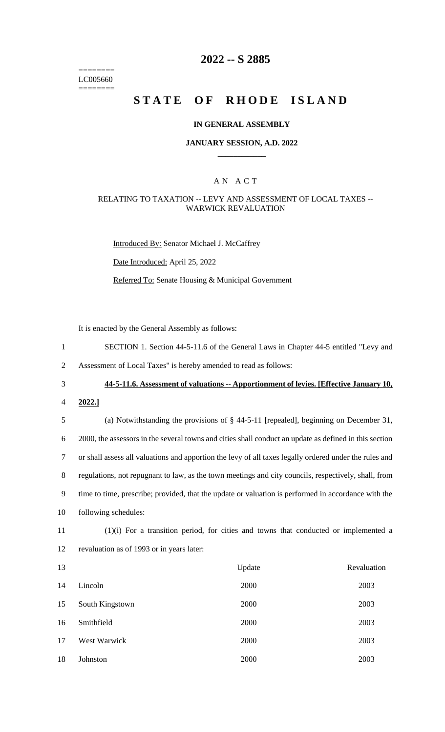========
LC005660
========

# 2022 -- S 2885

# STATE OF RHODE ISLAND

### IN GENERAL ASSEMBLY

### JANUARY SESSION, A.D. 2022

## A N A C T

### RELATING TO TAXATION -- LEVY AND ASSESSMENT OF LOCAL TAXES -- WARWICK REVALUATION

Introduced By: Senator Michael J. McCaffrey

Date Introduced: April 25, 2022

Referred To: Senate Housing & Municipal Government

It is enacted by the General Assembly as follows:

1 SECTION 1. Section 44-5-11.6 of the General Laws in Chapter 44-5 entitled "Levy and
2 Assessment of Local Taxes" is hereby amended to read as follows:

3 **44-5-11.6. Assessment of valuations -- Apportionment of levies. [Effective January 10,**
4 **2022.]**

5 (a) Notwithstanding the provisions of § 44-5-11 [repealed], beginning on December 31,
6 2000, the assessors in the several towns and cities shall conduct an update as defined in this section
7 or shall assess all valuations and apportion the levy of all taxes legally ordered under the rules and
8 regulations, not repugnant to law, as the town meetings and city councils, respectively, shall, from
9 time to time, prescribe; provided, that the update or valuation is performed in accordance with the
10 following schedules:

11 (1)(i) For a transition period, for cities and towns that conducted or implemented a
12 revaluation as of 1993 or in years later:

| 13 | | Update | Revaluation |
|---|---|---|---|
| 14 | Lincoln | 2000 | 2003 |
| 15 | South Kingstown | 2000 | 2003 |
| 16 | Smithfield | 2000 | 2003 |
| 17 | West Warwick | 2000 | 2003 |
| 18 | Johnston | 2000 | 2003 |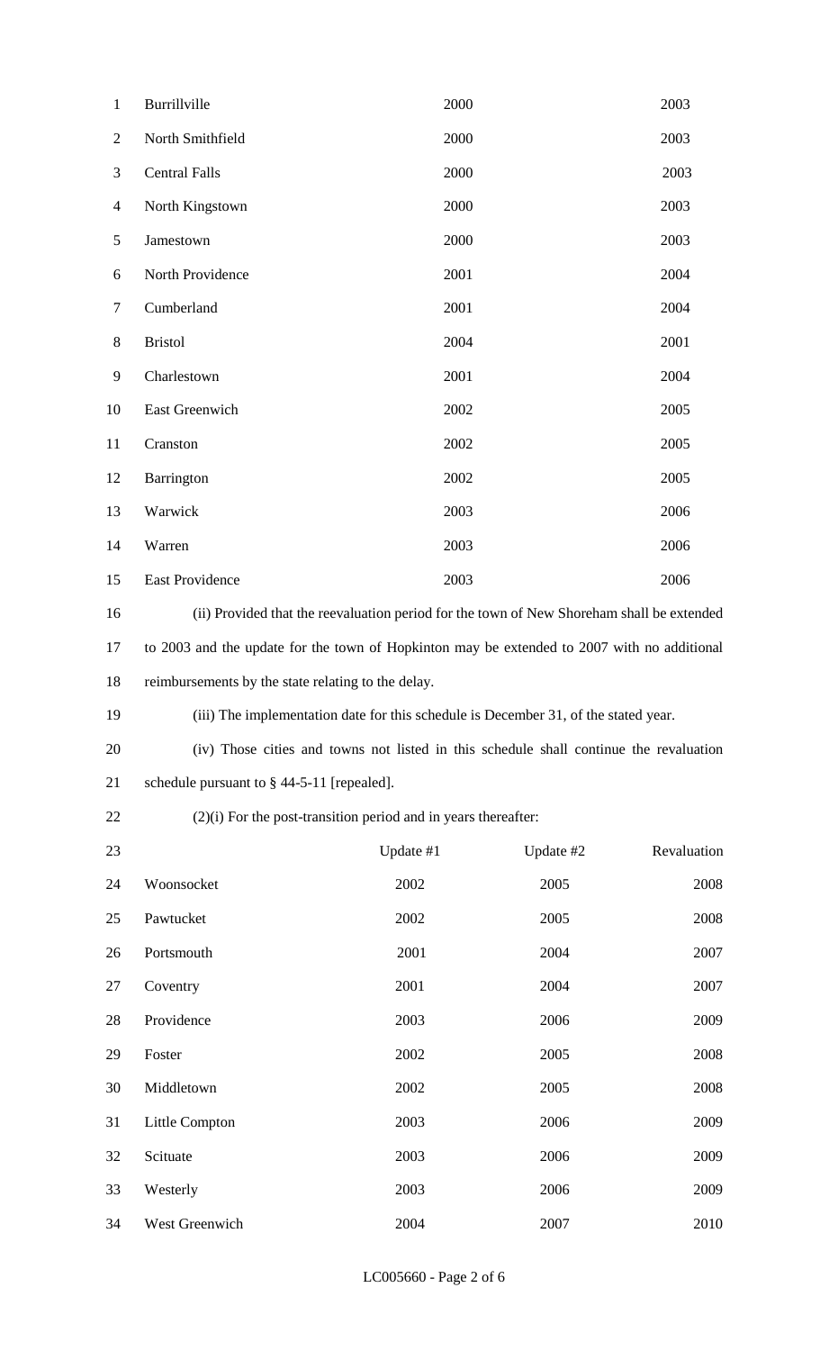| | | |
|---|---|---|
| Burrillville | 2000 | 2003 |
| North Smithfield | 2000 | 2003 |
| Central Falls | 2000 | 2003 |
| North Kingstown | 2000 | 2003 |
| Jamestown | 2000 | 2003 |
| North Providence | 2001 | 2004 |
| Cumberland | 2001 | 2004 |
| Bristol | 2004 | 2001 |
| Charlestown | 2001 | 2004 |
| East Greenwich | 2002 | 2005 |
| Cranston | 2002 | 2005 |
| Barrington | 2002 | 2005 |
| Warwick | 2003 | 2006 |
| Warren | 2003 | 2006 |
| East Providence | 2003 | 2006 |

(ii) Provided that the reevaluation period for the town of New Shoreham shall be extended to 2003 and the update for the town of Hopkinton may be extended to 2007 with no additional reimbursements by the state relating to the delay.

(iii) The implementation date for this schedule is December 31, of the stated year.

(iv) Those cities and towns not listed in this schedule shall continue the revaluation schedule pursuant to § 44-5-11 [repealed].

(2)(i) For the post-transition period and in years thereafter:

| | Update #1 | Update #2 | Revaluation |
|---|---|---|---|
| Woonsocket | 2002 | 2005 | 2008 |
| Pawtucket | 2002 | 2005 | 2008 |
| Portsmouth | 2001 | 2004 | 2007 |
| Coventry | 2001 | 2004 | 2007 |
| Providence | 2003 | 2006 | 2009 |
| Foster | 2002 | 2005 | 2008 |
| Middletown | 2002 | 2005 | 2008 |
| Little Compton | 2003 | 2006 | 2009 |
| Scituate | 2003 | 2006 | 2009 |
| Westerly | 2003 | 2006 | 2009 |
| West Greenwich | 2004 | 2007 | 2010 |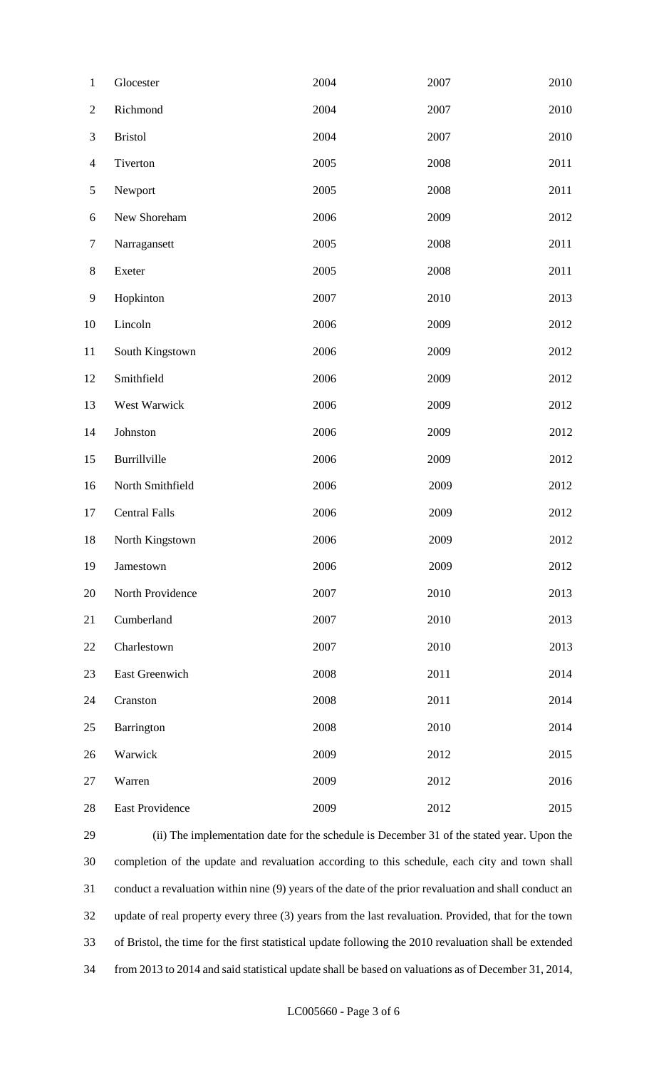| | | | |
|---|---|---|---|
| Glocester | 2004 | 2007 | 2010 |
| Richmond | 2004 | 2007 | 2010 |
| Bristol | 2004 | 2007 | 2010 |
| Tiverton | 2005 | 2008 | 2011 |
| Newport | 2005 | 2008 | 2011 |
| New Shoreham | 2006 | 2009 | 2012 |
| Narragansett | 2005 | 2008 | 2011 |
| Exeter | 2005 | 2008 | 2011 |
| Hopkinton | 2007 | 2010 | 2013 |
| Lincoln | 2006 | 2009 | 2012 |
| South Kingstown | 2006 | 2009 | 2012 |
| Smithfield | 2006 | 2009 | 2012 |
| West Warwick | 2006 | 2009 | 2012 |
| Johnston | 2006 | 2009 | 2012 |
| Burrillville | 2006 | 2009 | 2012 |
| North Smithfield | 2006 | 2009 | 2012 |
| Central Falls | 2006 | 2009 | 2012 |
| North Kingstown | 2006 | 2009 | 2012 |
| Jamestown | 2006 | 2009 | 2012 |
| North Providence | 2007 | 2010 | 2013 |
| Cumberland | 2007 | 2010 | 2013 |
| Charlestown | 2007 | 2010 | 2013 |
| East Greenwich | 2008 | 2011 | 2014 |
| Cranston | 2008 | 2011 | 2014 |
| Barrington | 2008 | 2010 | 2014 |
| Warwick | 2009 | 2012 | 2015 |
| Warren | 2009 | 2012 | 2016 |
| East Providence | 2009 | 2012 | 2015 |

(ii) The implementation date for the schedule is December 31 of the stated year. Upon the completion of the update and revaluation according to this schedule, each city and town shall conduct a revaluation within nine (9) years of the date of the prior revaluation and shall conduct an update of real property every three (3) years from the last revaluation. Provided, that for the town of Bristol, the time for the first statistical update following the 2010 revaluation shall be extended from 2013 to 2014 and said statistical update shall be based on valuations as of December 31, 2014,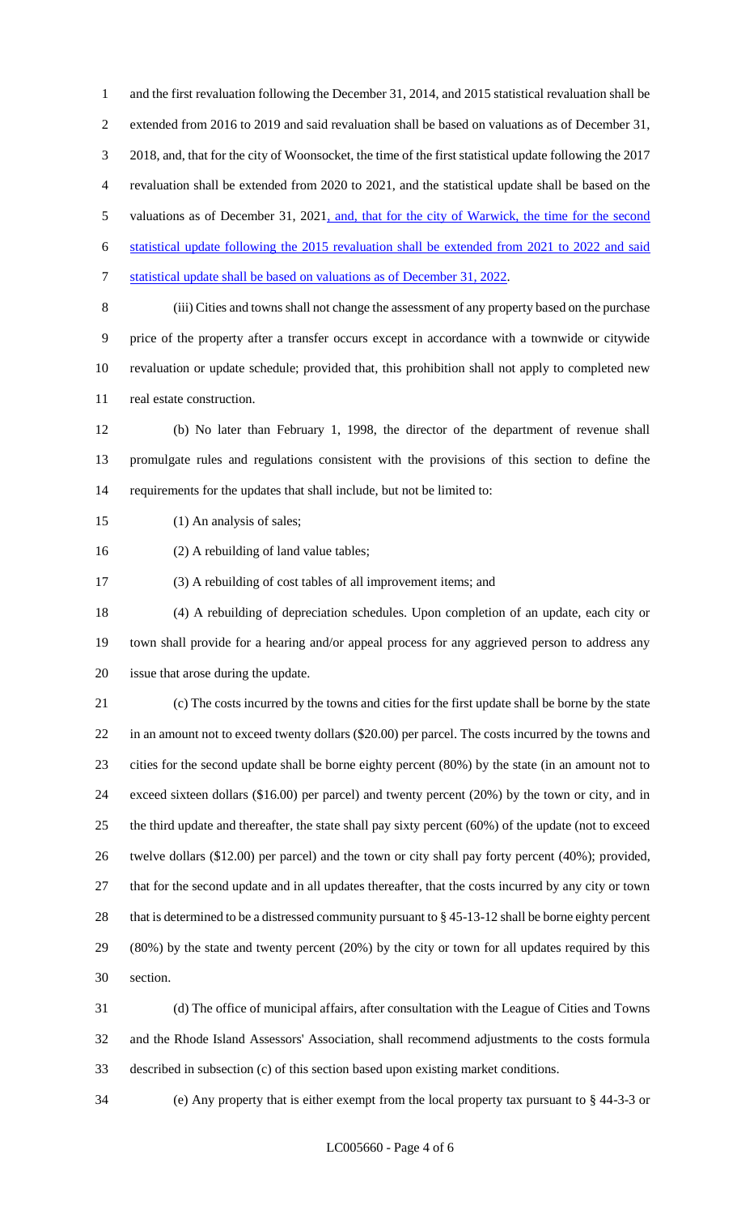and the first revaluation following the December 31, 2014, and 2015 statistical revaluation shall be extended from 2016 to 2019 and said revaluation shall be based on valuations as of December 31, 2018, and, that for the city of Woonsocket, the time of the first statistical update following the 2017 revaluation shall be extended from 2020 to 2021, and the statistical update shall be based on the valuations as of December 31, 2021, and, that for the city of Warwick, the time for the second statistical update following the 2015 revaluation shall be extended from 2021 to 2022 and said statistical update shall be based on valuations as of December 31, 2022.

(iii) Cities and towns shall not change the assessment of any property based on the purchase price of the property after a transfer occurs except in accordance with a townwide or citywide revaluation or update schedule; provided that, this prohibition shall not apply to completed new real estate construction.

(b) No later than February 1, 1998, the director of the department of revenue shall promulgate rules and regulations consistent with the provisions of this section to define the requirements for the updates that shall include, but not be limited to:

(1) An analysis of sales;

(2) A rebuilding of land value tables;

(3) A rebuilding of cost tables of all improvement items; and

(4) A rebuilding of depreciation schedules. Upon completion of an update, each city or town shall provide for a hearing and/or appeal process for any aggrieved person to address any issue that arose during the update.

(c) The costs incurred by the towns and cities for the first update shall be borne by the state in an amount not to exceed twenty dollars ($20.00) per parcel. The costs incurred by the towns and cities for the second update shall be borne eighty percent (80%) by the state (in an amount not to exceed sixteen dollars ($16.00) per parcel) and twenty percent (20%) by the town or city, and in the third update and thereafter, the state shall pay sixty percent (60%) of the update (not to exceed twelve dollars ($12.00) per parcel) and the town or city shall pay forty percent (40%); provided, that for the second update and in all updates thereafter, that the costs incurred by any city or town that is determined to be a distressed community pursuant to § 45-13-12 shall be borne eighty percent (80%) by the state and twenty percent (20%) by the city or town for all updates required by this section.

(d) The office of municipal affairs, after consultation with the League of Cities and Towns and the Rhode Island Assessors' Association, shall recommend adjustments to the costs formula described in subsection (c) of this section based upon existing market conditions.

(e) Any property that is either exempt from the local property tax pursuant to § 44-3-3 or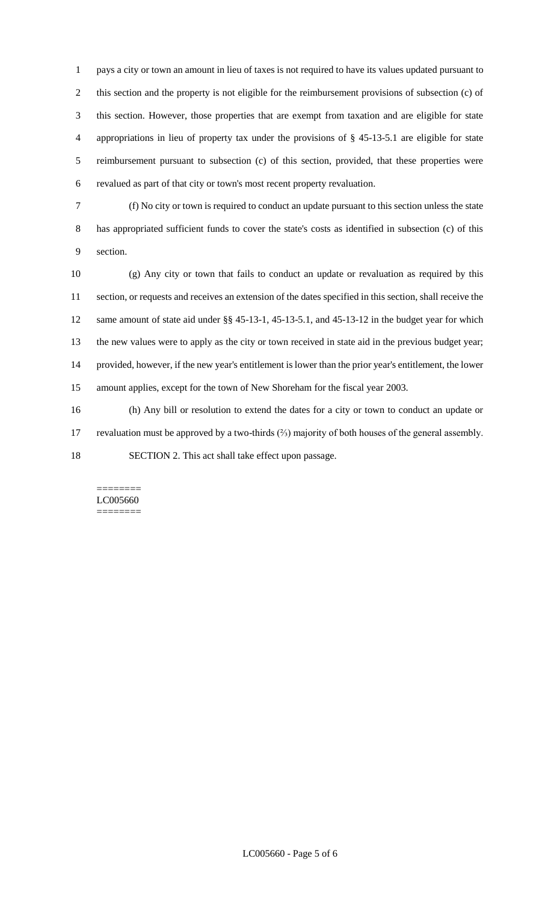pays a city or town an amount in lieu of taxes is not required to have its values updated pursuant to this section and the property is not eligible for the reimbursement provisions of subsection (c) of this section. However, those properties that are exempt from taxation and are eligible for state appropriations in lieu of property tax under the provisions of § 45-13-5.1 are eligible for state reimbursement pursuant to subsection (c) of this section, provided, that these properties were revalued as part of that city or town's most recent property revaluation.

(f) No city or town is required to conduct an update pursuant to this section unless the state has appropriated sufficient funds to cover the state's costs as identified in subsection (c) of this section.

(g) Any city or town that fails to conduct an update or revaluation as required by this section, or requests and receives an extension of the dates specified in this section, shall receive the same amount of state aid under §§ 45-13-1, 45-13-5.1, and 45-13-12 in the budget year for which the new values were to apply as the city or town received in state aid in the previous budget year; provided, however, if the new year's entitlement is lower than the prior year's entitlement, the lower amount applies, except for the town of New Shoreham for the fiscal year 2003.

(h) Any bill or resolution to extend the dates for a city or town to conduct an update or revaluation must be approved by a two-thirds (⅔) majority of both houses of the general assembly.

SECTION 2. This act shall take effect upon passage.

========
LC005660
========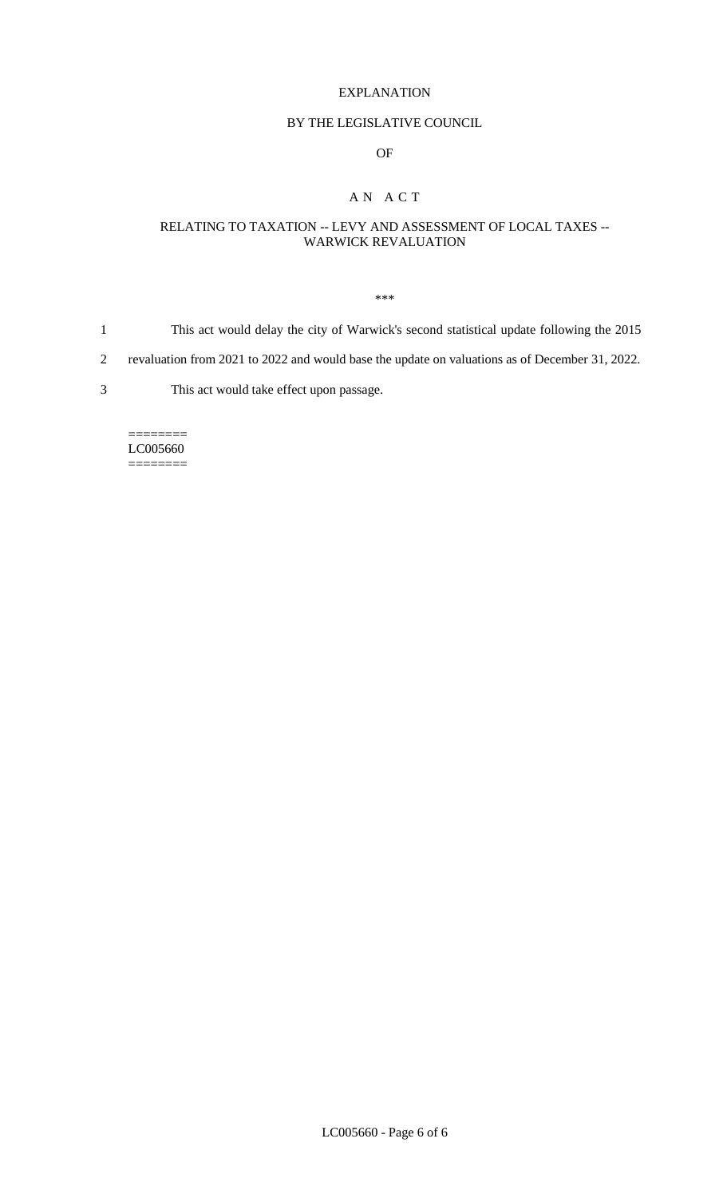EXPLANATION

BY THE LEGISLATIVE COUNCIL

OF

# A N A C T

RELATING TO TAXATION -- LEVY AND ASSESSMENT OF LOCAL TAXES -- WARWICK REVALUATION

\*\*\*

1 This act would delay the city of Warwick's second statistical update following the 2015
2 revaluation from 2021 to 2022 and would base the update on valuations as of December 31, 2022.
3 This act would take effect upon passage.

========
LC005660
========